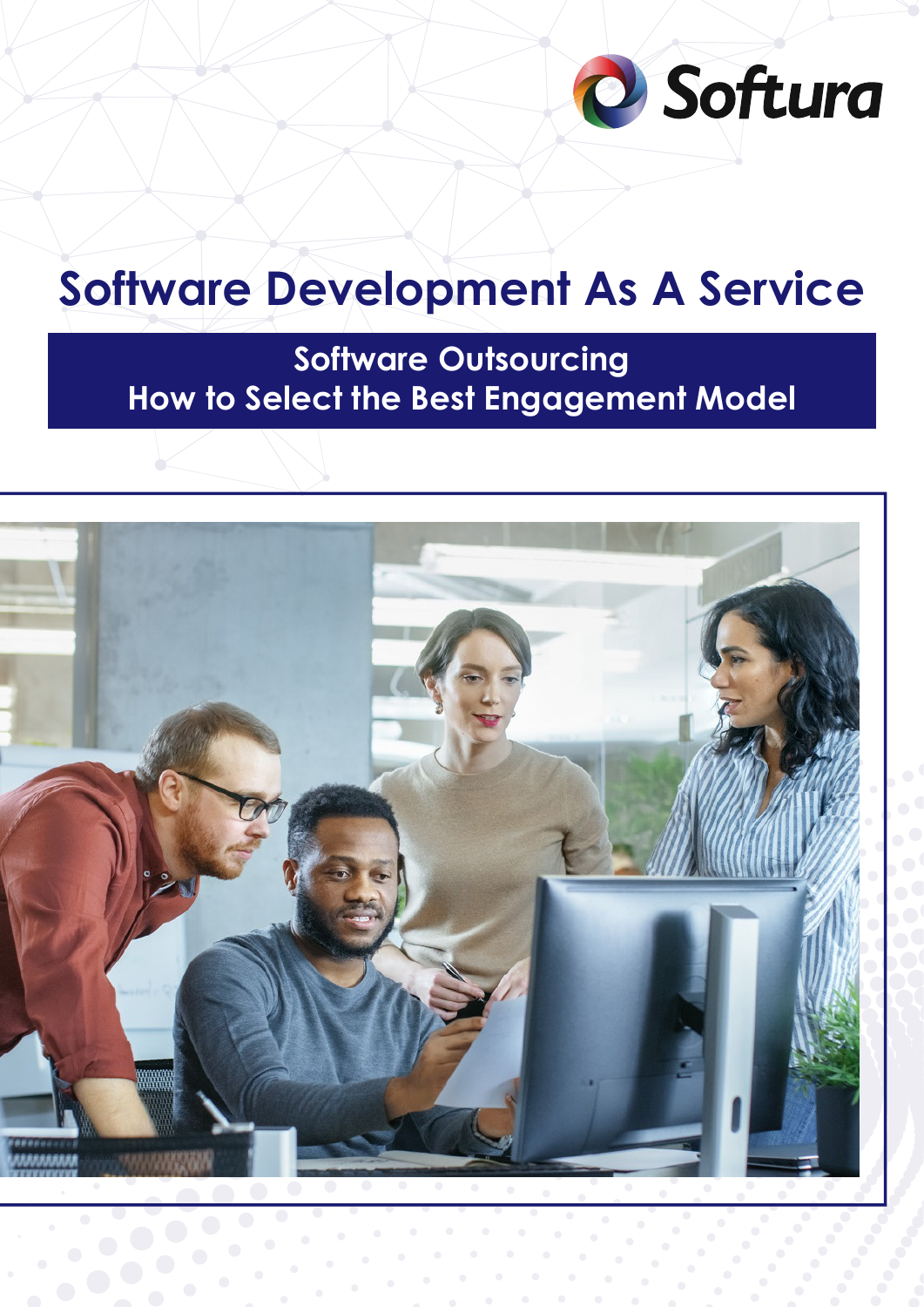Softura

# Software Development As A Service

## Software Outsourcing
## How to Select the Best Engagement Model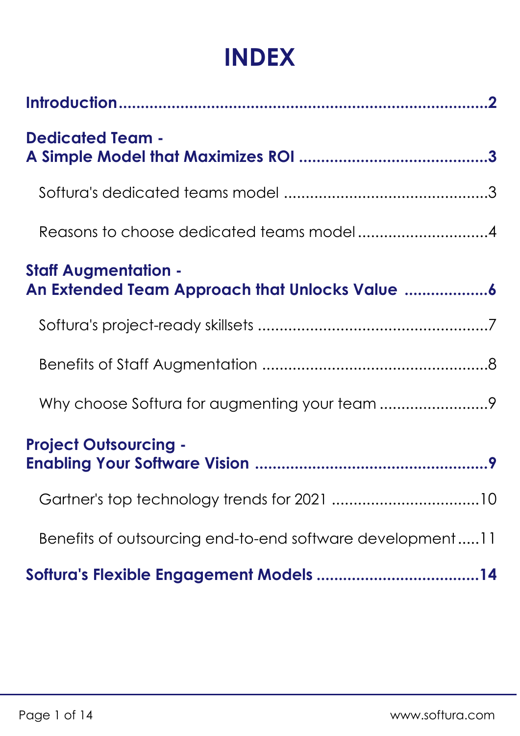# INDEX

**Introduction ........................................................................ 2**

**Dedicated Team -**
**A Simple Model that Maximizes ROI ........................................ 3**

Softura's dedicated teams model ............................................ 3

Reasons to choose dedicated teams model ................................ 4

**Staff Augmentation -**
**An Extended Team Approach that Unlocks Value ..................... 6**

Softura's project-ready skillsets ................................................ 7

Benefits of Staff Augmentation ................................................ 8

Why choose Softura for augmenting your team ........................ 9

**Project Outsourcing -**
**Enabling Your Software Vision ................................................ 9**

Gartner's top technology trends for 2021 ................................ 10

Benefits of outsourcing end-to-end software development ..... 11

**Softura's Flexible Engagement Models .................................... 14**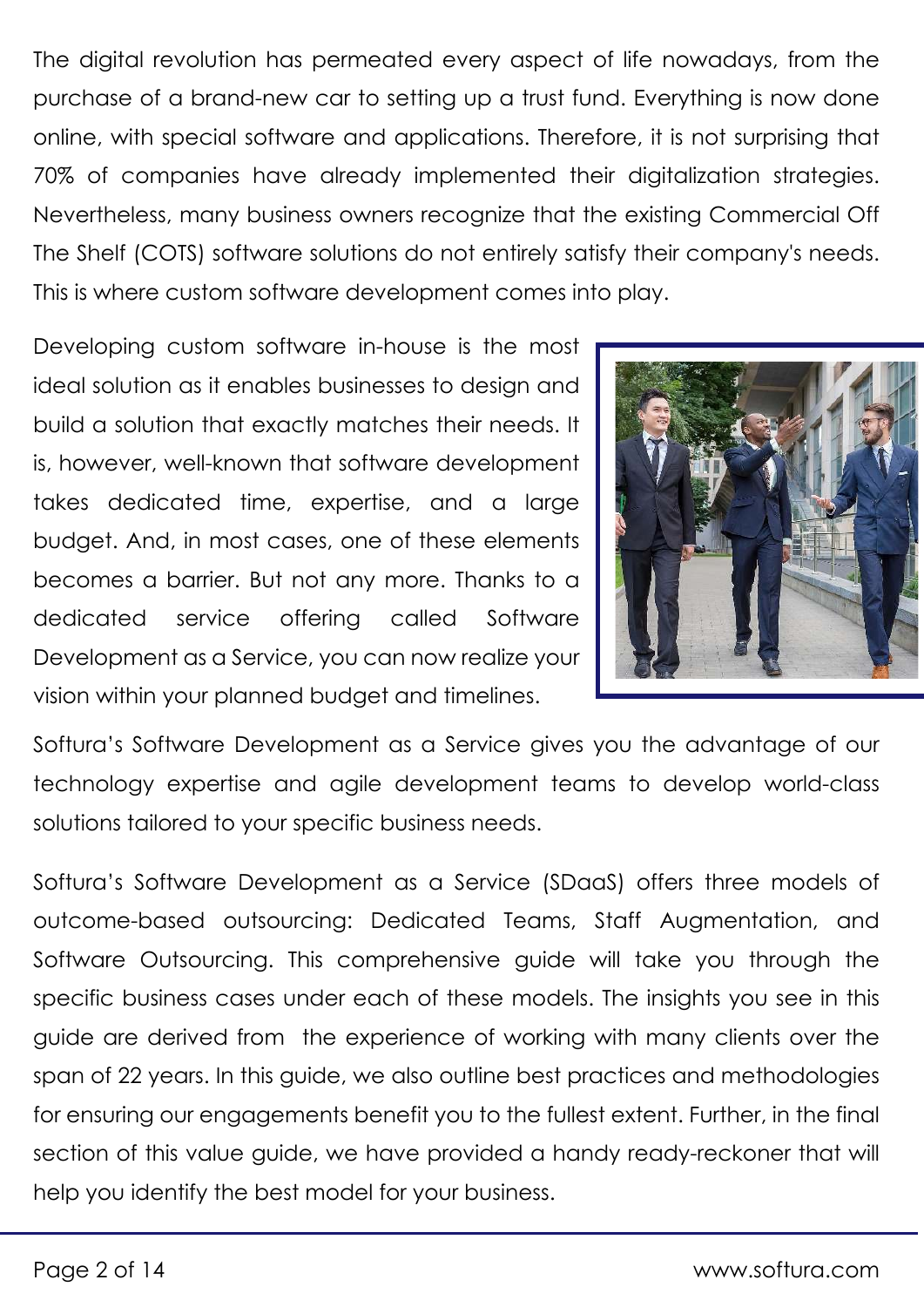The digital revolution has permeated every aspect of life nowadays, from the purchase of a brand-new car to setting up a trust fund. Everything is now done online, with special software and applications. Therefore, it is not surprising that 70% of companies have already implemented their digitalization strategies. Nevertheless, many business owners recognize that the existing Commercial Off The Shelf (COTS) software solutions do not entirely satisfy their company's needs. This is where custom software development comes into play.

Developing custom software in-house is the most ideal solution as it enables businesses to design and build a solution that exactly matches their needs. It is, however, well-known that software development takes dedicated time, expertise, and a large budget. And, in most cases, one of these elements becomes a barrier. But not any more. Thanks to a dedicated service offering called Software Development as a Service, you can now realize your vision within your planned budget and timelines.

Softura's Software Development as a Service gives you the advantage of our technology expertise and agile development teams to develop world-class solutions tailored to your specific business needs.

Softura's Software Development as a Service (SDaaS) offers three models of outcome-based outsourcing: Dedicated Teams, Staff Augmentation, and Software Outsourcing. This comprehensive guide will take you through the specific business cases under each of these models. The insights you see in this guide are derived from the experience of working with many clients over the span of 22 years. In this guide, we also outline best practices and methodologies for ensuring our engagements benefit you to the fullest extent. Further, in the final section of this value guide, we have provided a handy ready-reckoner that will help you identify the best model for your business.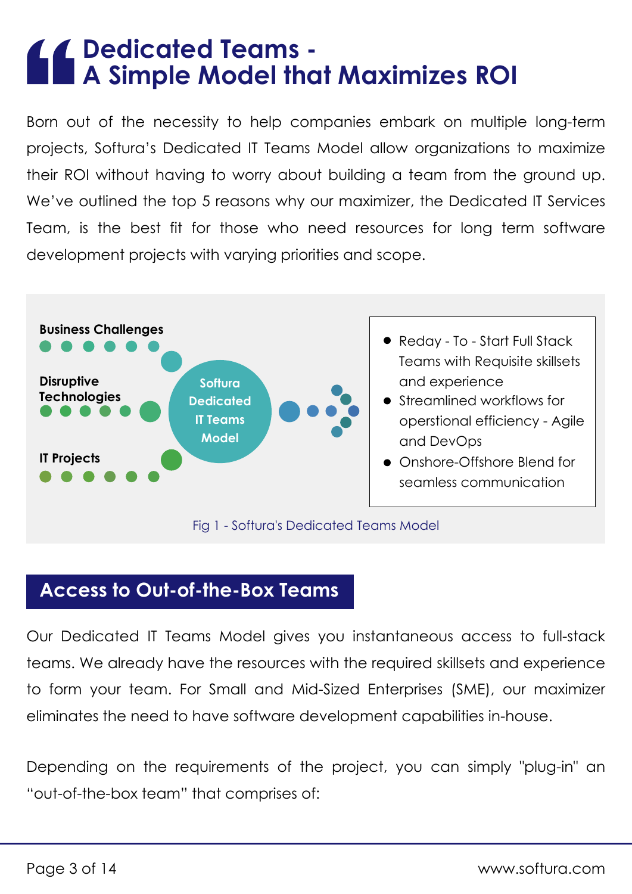# Dedicated Teams - A Simple Model that Maximizes ROI

Born out of the necessity to help companies embark on multiple long-term projects, Softura's Dedicated IT Teams Model allow organizations to maximize their ROI without having to worry about building a team from the ground up. We've outlined the top 5 reasons why our maximizer, the Dedicated IT Services Team, is the best fit for those who need resources for long term software development projects with varying priorities and scope.

**Business Challenges**

**Disruptive Technologies**

**IT Projects**

Softura Dedicated IT Teams Model

- Reday - To - Start Full Stack Teams with Requisite skillsets and experience
- Streamlined workflows for operstional efficiency - Agile and DevOps
- Onshore-Offshore Blend for seamless communication

Fig 1 - Softura's Dedicated Teams Model

## Access to Out-of-the-Box Teams

Our Dedicated IT Teams Model gives you instantaneous access to full-stack teams. We already have the resources with the required skillsets and experience to form your team. For Small and Mid-Sized Enterprises (SME), our maximizer eliminates the need to have software development capabilities in-house.

Depending on the requirements of the project, you can simply "plug-in" an "out-of-the-box team" that comprises of: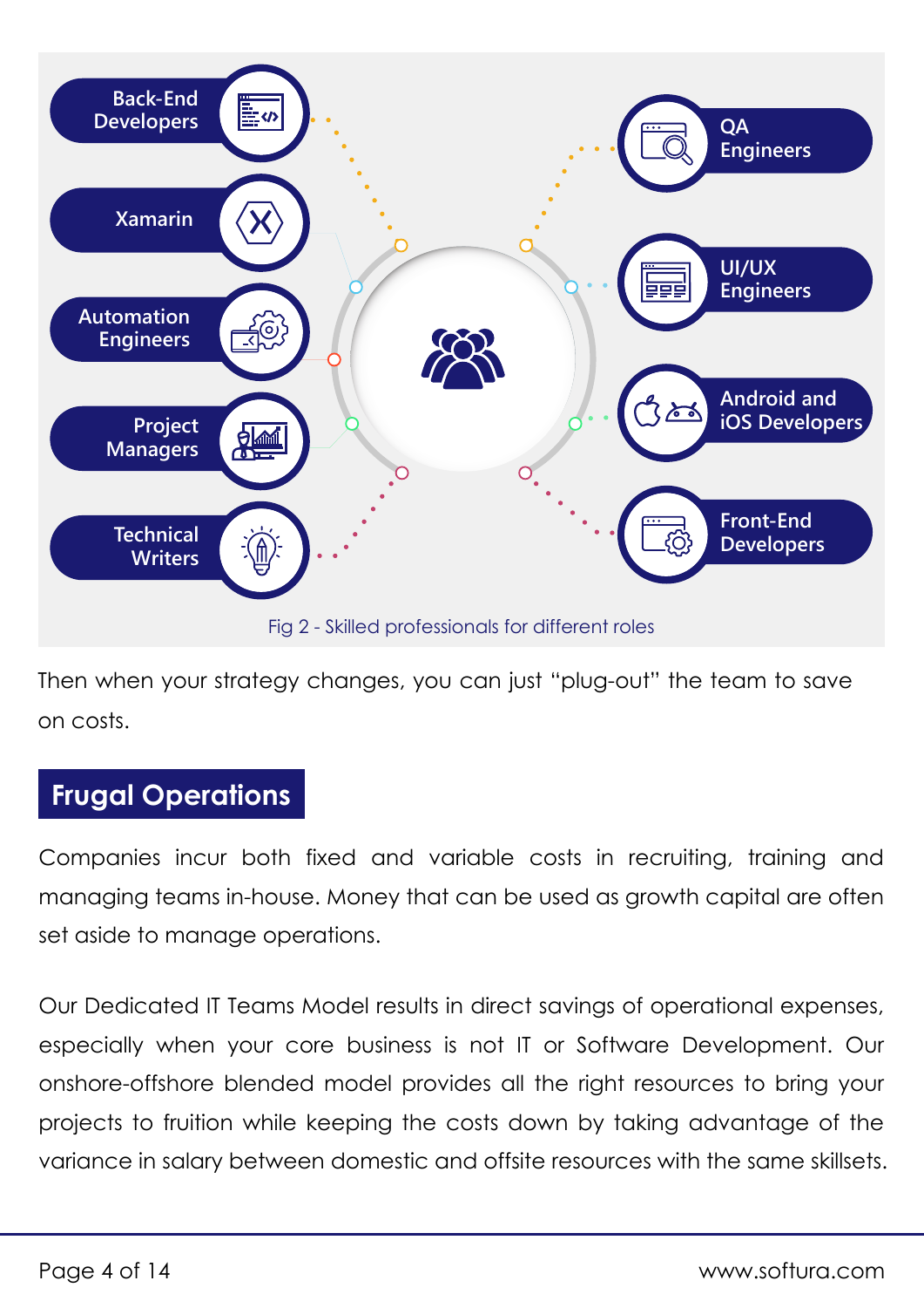Back-End Developers

Xamarin

Automation Engineers

Project Managers

Technical Writers

QA Engineers

UI/UX Engineers

Android and iOS Developers

Front-End Developers

Fig 2 - Skilled professionals for different roles

Then when your strategy changes, you can just "plug-out" the team to save on costs.

## Frugal Operations

Companies incur both fixed and variable costs in recruiting, training and managing teams in-house. Money that can be used as growth capital are often set aside to manage operations.

Our Dedicated IT Teams Model results in direct savings of operational expenses, especially when your core business is not IT or Software Development. Our onshore-offshore blended model provides all the right resources to bring your projects to fruition while keeping the costs down by taking advantage of the variance in salary between domestic and offsite resources with the same skillsets.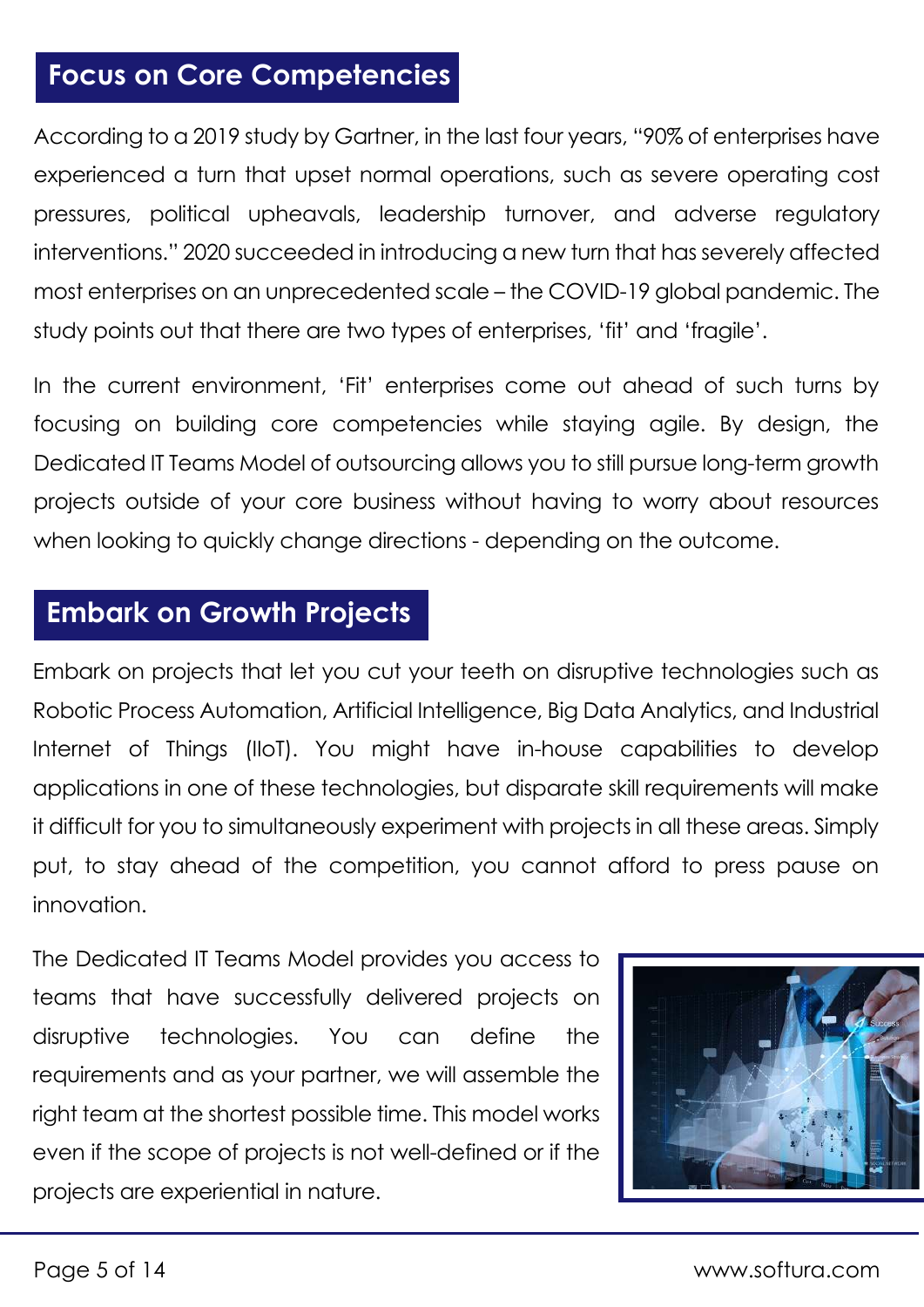## Focus on Core Competencies

According to a 2019 study by Gartner, in the last four years, "90% of enterprises have experienced a turn that upset normal operations, such as severe operating cost pressures, political upheavals, leadership turnover, and adverse regulatory interventions." 2020 succeeded in introducing a new turn that has severely affected most enterprises on an unprecedented scale – the COVID-19 global pandemic. The study points out that there are two types of enterprises, 'fit' and 'fragile'.

In the current environment, 'Fit' enterprises come out ahead of such turns by focusing on building core competencies while staying agile. By design, the Dedicated IT Teams Model of outsourcing allows you to still pursue long-term growth projects outside of your core business without having to worry about resources when looking to quickly change directions - depending on the outcome.

## Embark on Growth Projects

Embark on projects that let you cut your teeth on disruptive technologies such as Robotic Process Automation, Artificial Intelligence, Big Data Analytics, and Industrial Internet of Things (IIoT). You might have in-house capabilities to develop applications in one of these technologies, but disparate skill requirements will make it difficult for you to simultaneously experiment with projects in all these areas. Simply put, to stay ahead of the competition, you cannot afford to press pause on innovation.

The Dedicated IT Teams Model provides you access to teams that have successfully delivered projects on disruptive technologies. You can define the requirements and as your partner, we will assemble the right team at the shortest possible time. This model works even if the scope of projects is not well-defined or if the projects are experiential in nature.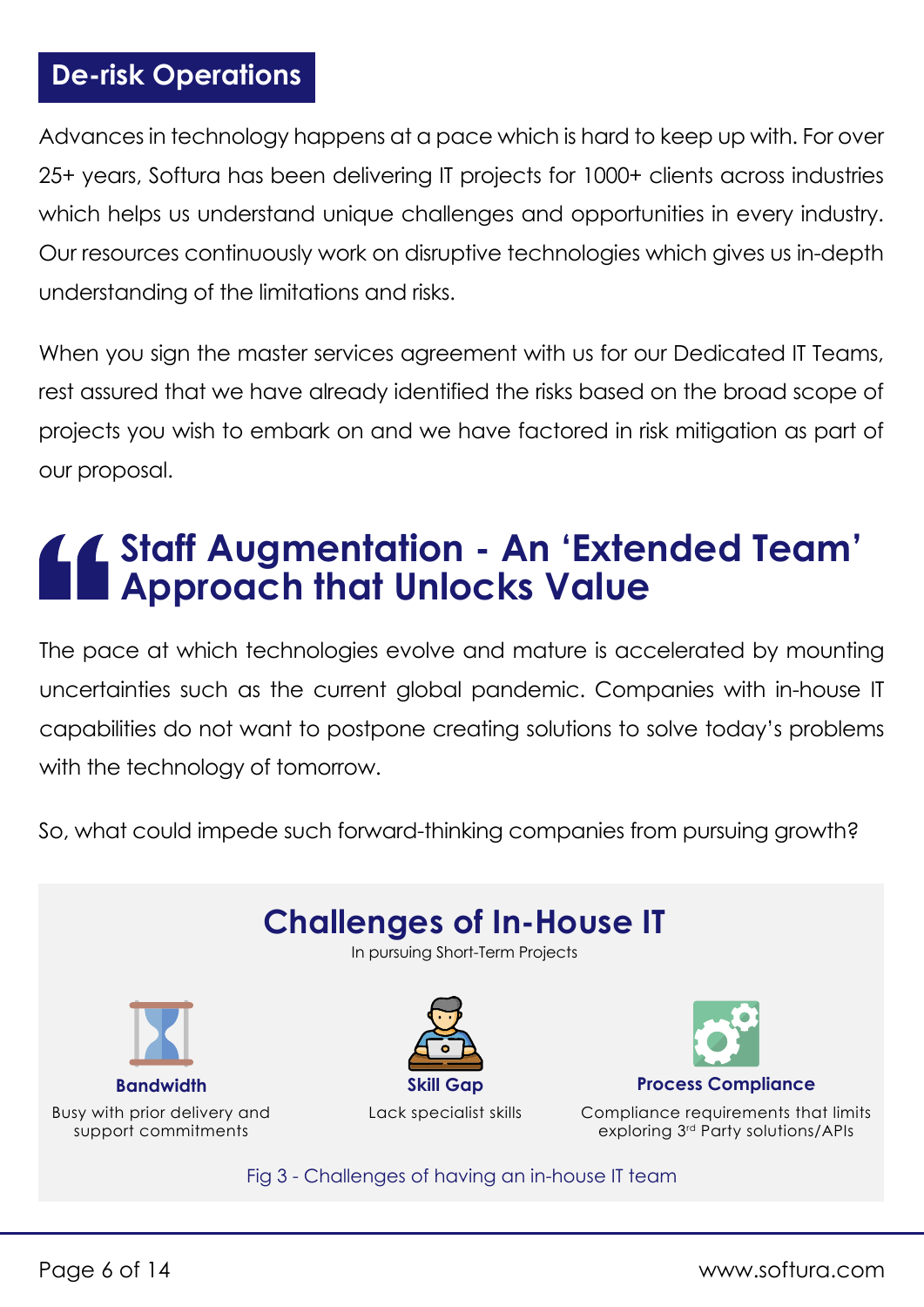## De-risk Operations

Advances in technology happens at a pace which is hard to keep up with. For over 25+ years, Softura has been delivering IT projects for 1000+ clients across industries which helps us understand unique challenges and opportunities in every industry. Our resources continuously work on disruptive technologies which gives us in-depth understanding of the limitations and risks.

When you sign the master services agreement with us for our Dedicated IT Teams, rest assured that we have already identified the risks based on the broad scope of projects you wish to embark on and we have factored in risk mitigation as part of our proposal.

## Staff Augmentation - An 'Extended Team' Approach that Unlocks Value

The pace at which technologies evolve and mature is accelerated by mounting uncertainties such as the current global pandemic. Companies with in-house IT capabilities do not want to postpone creating solutions to solve today's problems with the technology of tomorrow.

So, what could impede such forward-thinking companies from pursuing growth?

### Challenges of In-House IT

In pursuing Short-Term Projects

**Bandwidth**

Busy with prior delivery and support commitments

**Skill Gap**

Lack specialist skills

**Process Compliance**

Compliance requirements that limits exploring 3rd Party solutions/APIs

Fig 3 - Challenges of having an in-house IT team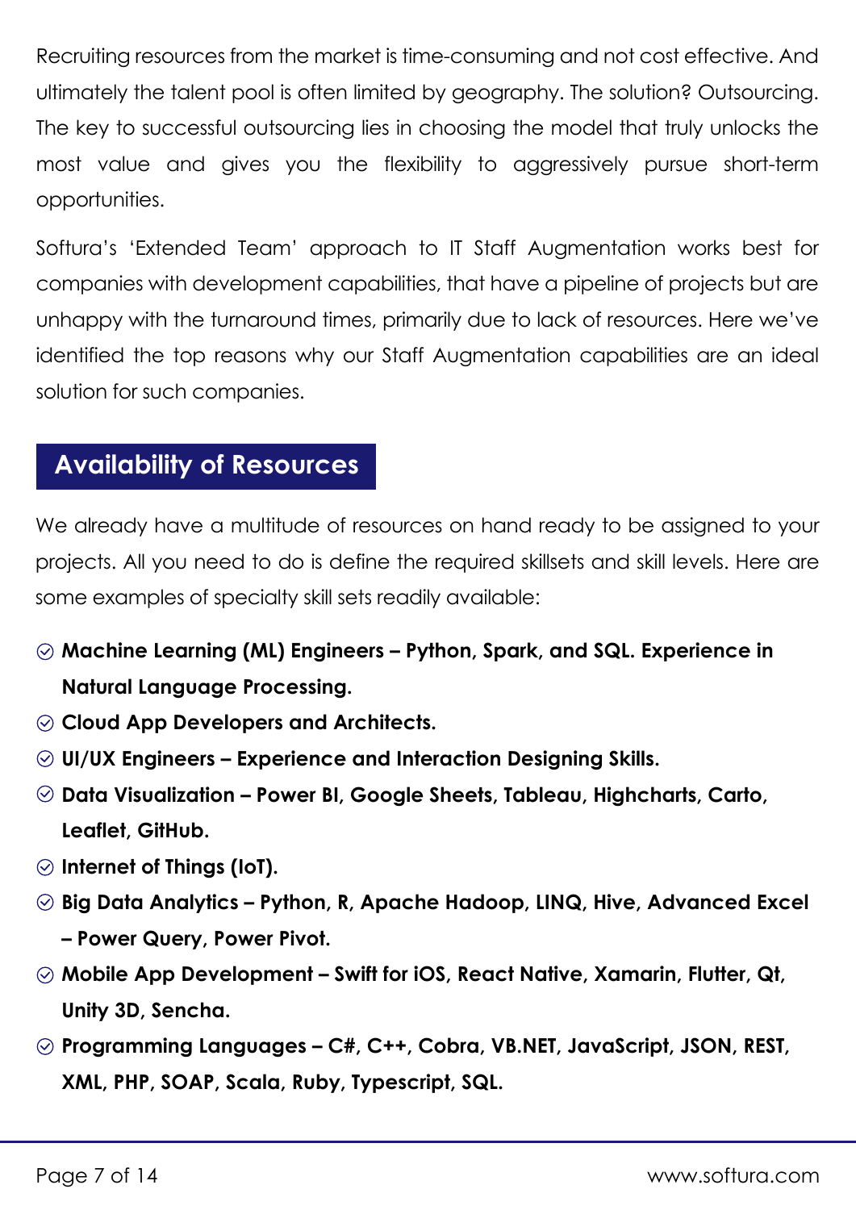Recruiting resources from the market is time-consuming and not cost effective. And ultimately the talent pool is often limited by geography. The solution? Outsourcing. The key to successful outsourcing lies in choosing the model that truly unlocks the most value and gives you the flexibility to aggressively pursue short-term opportunities.

Softura's 'Extended Team' approach to IT Staff Augmentation works best for companies with development capabilities, that have a pipeline of projects but are unhappy with the turnaround times, primarily due to lack of resources. Here we've identified the top reasons why our Staff Augmentation capabilities are an ideal solution for such companies.

## Availability of Resources

We already have a multitude of resources on hand ready to be assigned to your projects. All you need to do is define the required skillsets and skill levels. Here are some examples of specialty skill sets readily available:

- **Machine Learning (ML) Engineers – Python, Spark, and SQL. Experience in Natural Language Processing.**
- **Cloud App Developers and Architects.**
- **UI/UX Engineers – Experience and Interaction Designing Skills.**
- **Data Visualization – Power BI, Google Sheets, Tableau, Highcharts, Carto, Leaflet, GitHub.**
- **Internet of Things (IoT).**
- **Big Data Analytics – Python, R, Apache Hadoop, LINQ, Hive, Advanced Excel – Power Query, Power Pivot.**
- **Mobile App Development – Swift for iOS, React Native, Xamarin, Flutter, Qt, Unity 3D, Sencha.**
- **Programming Languages – C#, C++, Cobra, VB.NET, JavaScript, JSON, REST, XML, PHP, SOAP, Scala, Ruby, Typescript, SQL.**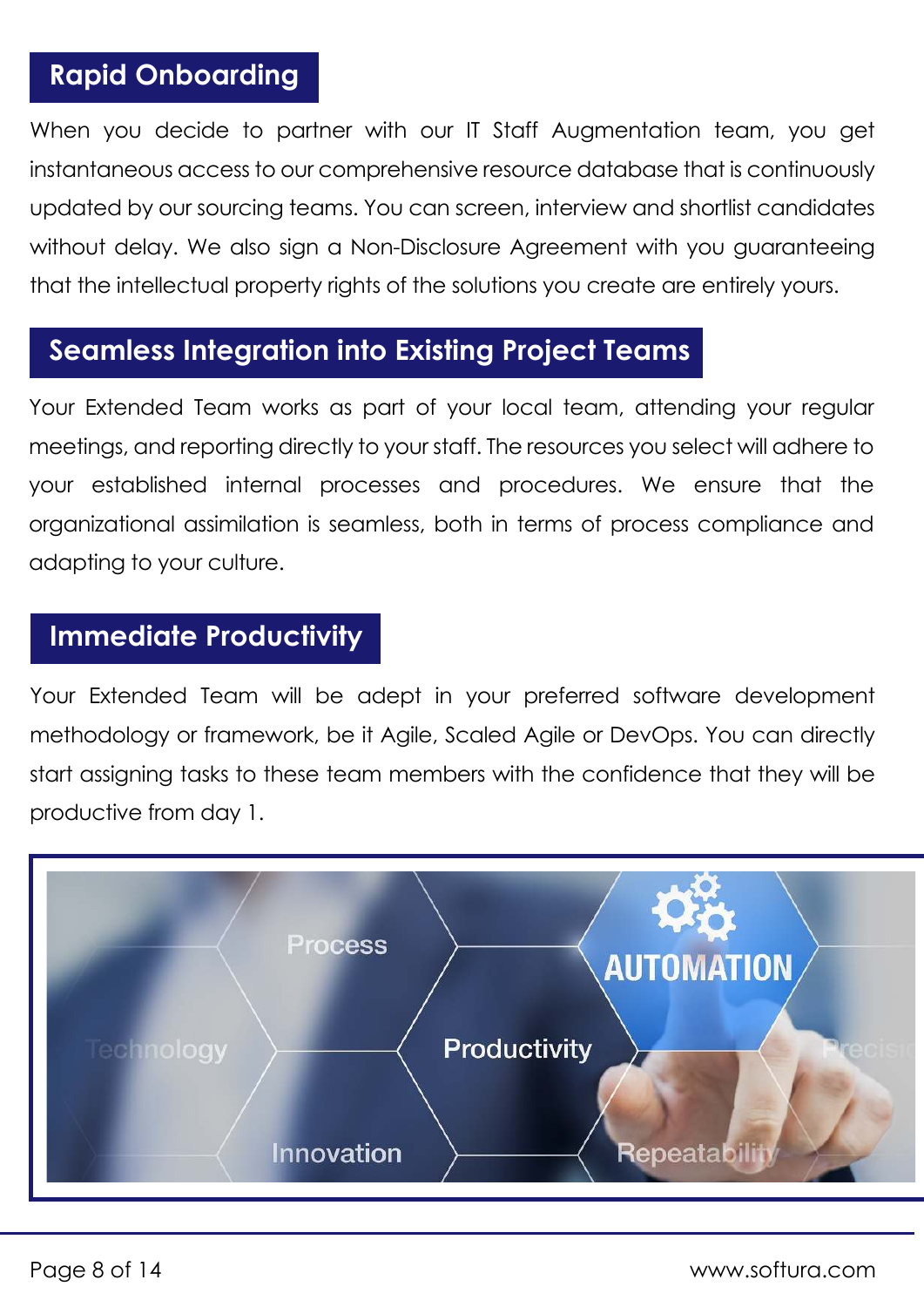## Rapid Onboarding

When you decide to partner with our IT Staff Augmentation team, you get instantaneous access to our comprehensive resource database that is continuously updated by our sourcing teams. You can screen, interview and shortlist candidates without delay. We also sign a Non-Disclosure Agreement with you guaranteeing that the intellectual property rights of the solutions you create are entirely yours.

## Seamless Integration into Existing Project Teams

Your Extended Team works as part of your local team, attending your regular meetings, and reporting directly to your staff. The resources you select will adhere to your established internal processes and procedures. We ensure that the organizational assimilation is seamless, both in terms of process compliance and adapting to your culture.

## Immediate Productivity

Your Extended Team will be adept in your preferred software development methodology or framework, be it Agile, Scaled Agile or DevOps. You can directly start assigning tasks to these team members with the confidence that they will be productive from day 1.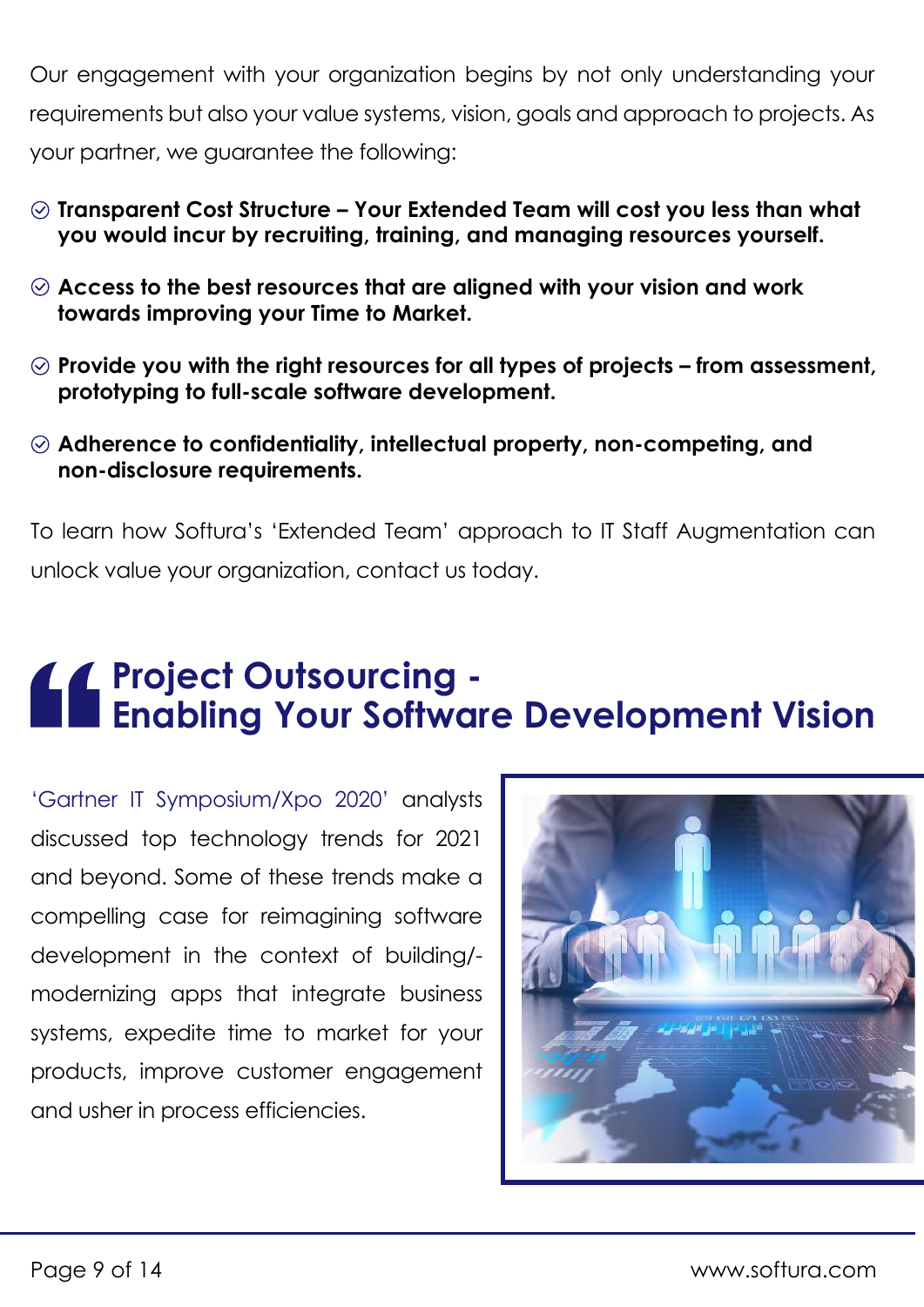Our engagement with your organization begins by not only understanding your requirements but also your value systems, vision, goals and approach to projects. As your partner, we guarantee the following:

- **Transparent Cost Structure – Your Extended Team will cost you less than what you would incur by recruiting, training, and managing resources yourself.**
- **Access to the best resources that are aligned with your vision and work towards improving your Time to Market.**
- **Provide you with the right resources for all types of projects – from assessment, prototyping to full-scale software development.**
- **Adherence to confidentiality, intellectual property, non-competing, and non-disclosure requirements.**

To learn how Softura's 'Extended Team' approach to IT Staff Augmentation can unlock value your organization, contact us today.

## Project Outsourcing - Enabling Your Software Development Vision

'Gartner IT Symposium/Xpo 2020' analysts discussed top technology trends for 2021 and beyond. Some of these trends make a compelling case for reimagining software development in the context of building/-modernizing apps that integrate business systems, expedite time to market for your products, improve customer engagement and usher in process efficiencies.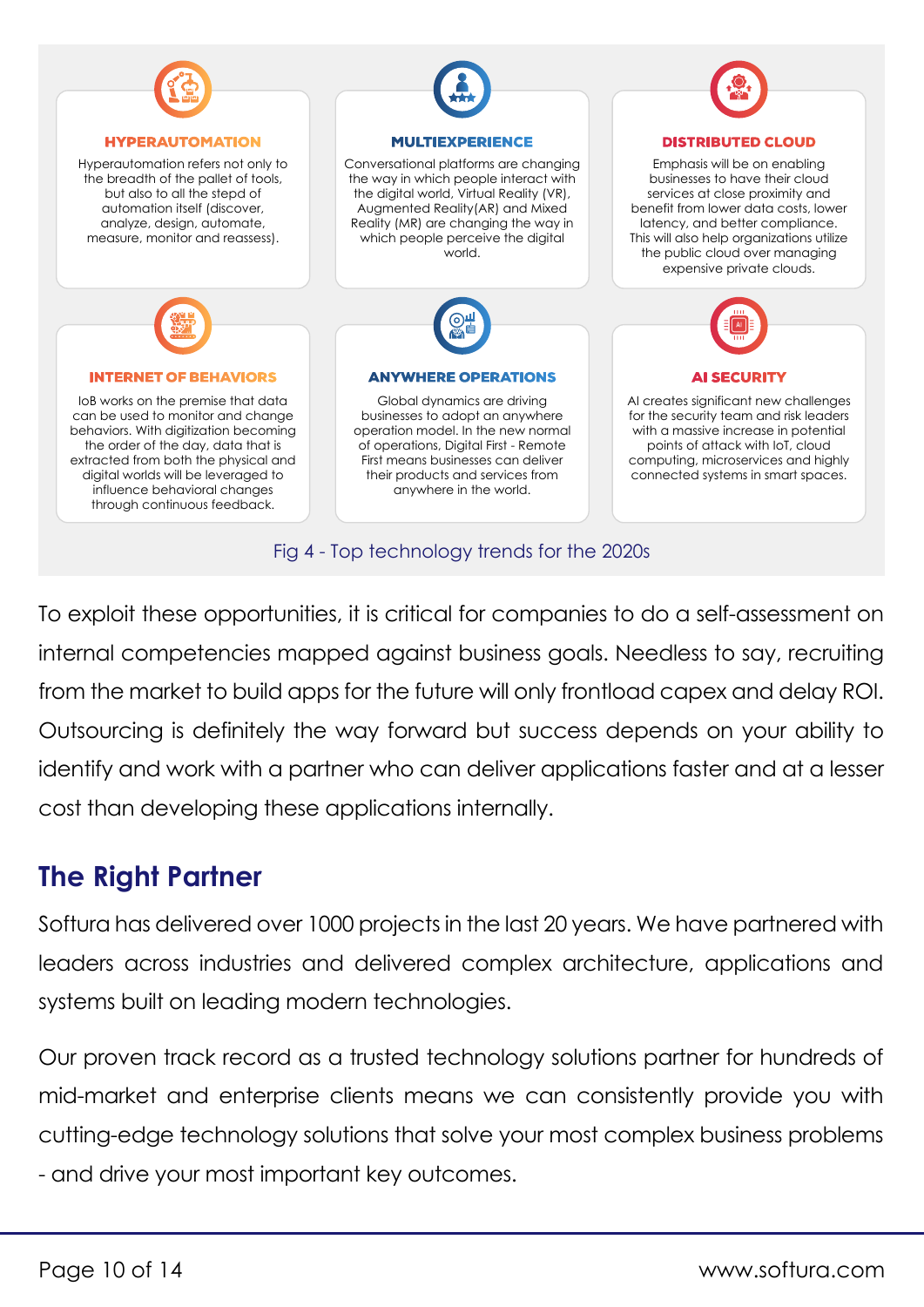### HYPERAUTOMATION

Hyperautomation refers not only to the breadth of the pallet of tools, but also to all the stepd of automation itself (discover, analyze, design, automate, measure, monitor and reassess).

### MULTIEXPERIENCE

Conversational platforms are changing the way in which people interact with the digital world, Virtual Reality (VR), Augmented Reality(AR) and Mixed Reality (MR) are changing the way in which people perceive the digital world.

### DISTRIBUTED CLOUD

Emphasis will be on enabling businesses to have their cloud services at close proximity and benefit from lower data costs, lower latency, and better compliance. This will also help organizations utilize the public cloud over managing expensive private clouds.

### INTERNET OF BEHAVIORS

IoB works on the premise that data can be used to monitor and change behaviors. With digitization becoming the order of the day, data that is extracted from both the physical and digital worlds will be leveraged to influence behavioral changes through continuous feedback.

### ANYWHERE OPERATIONS

Global dynamics are driving businesses to adopt an anywhere operation model. In the new normal of operations, Digital First - Remote First means businesses can deliver their products and services from anywhere in the world.

### AI SECURITY

AI creates significant new challenges for the security team and risk leaders with a massive increase in potential points of attack with IoT, cloud computing, microservices and highly connected systems in smart spaces.

Fig 4 - Top technology trends for the 2020s

To exploit these opportunities, it is critical for companies to do a self-assessment on internal competencies mapped against business goals. Needless to say, recruiting from the market to build apps for the future will only frontload capex and delay ROI. Outsourcing is definitely the way forward but success depends on your ability to identify and work with a partner who can deliver applications faster and at a lesser cost than developing these applications internally.

## The Right Partner

Softura has delivered over 1000 projects in the last 20 years. We have partnered with leaders across industries and delivered complex architecture, applications and systems built on leading modern technologies.

Our proven track record as a trusted technology solutions partner for hundreds of mid-market and enterprise clients means we can consistently provide you with cutting-edge technology solutions that solve your most complex business problems - and drive your most important key outcomes.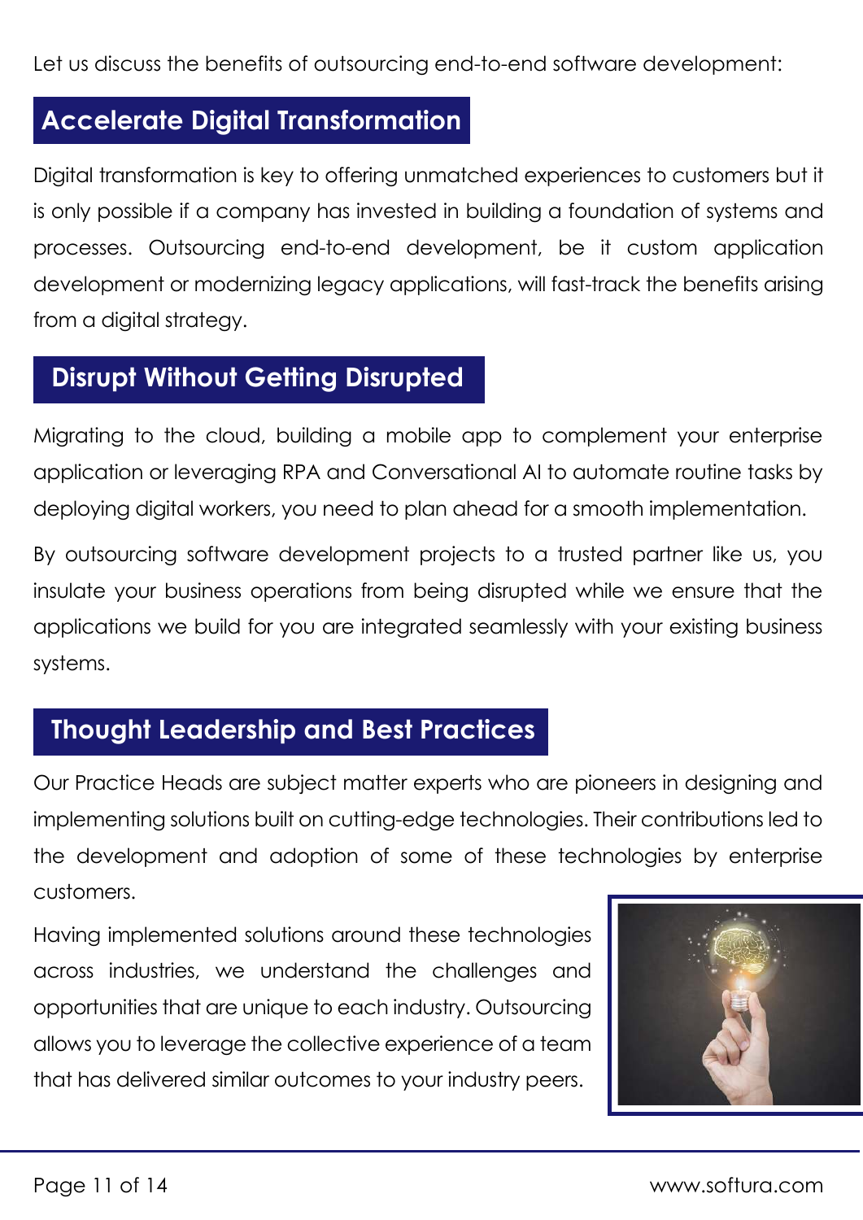Let us discuss the benefits of outsourcing end-to-end software development:

## Accelerate Digital Transformation

Digital transformation is key to offering unmatched experiences to customers but it is only possible if a company has invested in building a foundation of systems and processes. Outsourcing end-to-end development, be it custom application development or modernizing legacy applications, will fast-track the benefits arising from a digital strategy.

## Disrupt Without Getting Disrupted

Migrating to the cloud, building a mobile app to complement your enterprise application or leveraging RPA and Conversational AI to automate routine tasks by deploying digital workers, you need to plan ahead for a smooth implementation.

By outsourcing software development projects to a trusted partner like us, you insulate your business operations from being disrupted while we ensure that the applications we build for you are integrated seamlessly with your existing business systems.

## Thought Leadership and Best Practices

Our Practice Heads are subject matter experts who are pioneers in designing and implementing solutions built on cutting-edge technologies. Their contributions led to the development and adoption of some of these technologies by enterprise customers.

Having implemented solutions around these technologies across industries, we understand the challenges and opportunities that are unique to each industry. Outsourcing allows you to leverage the collective experience of a team that has delivered similar outcomes to your industry peers.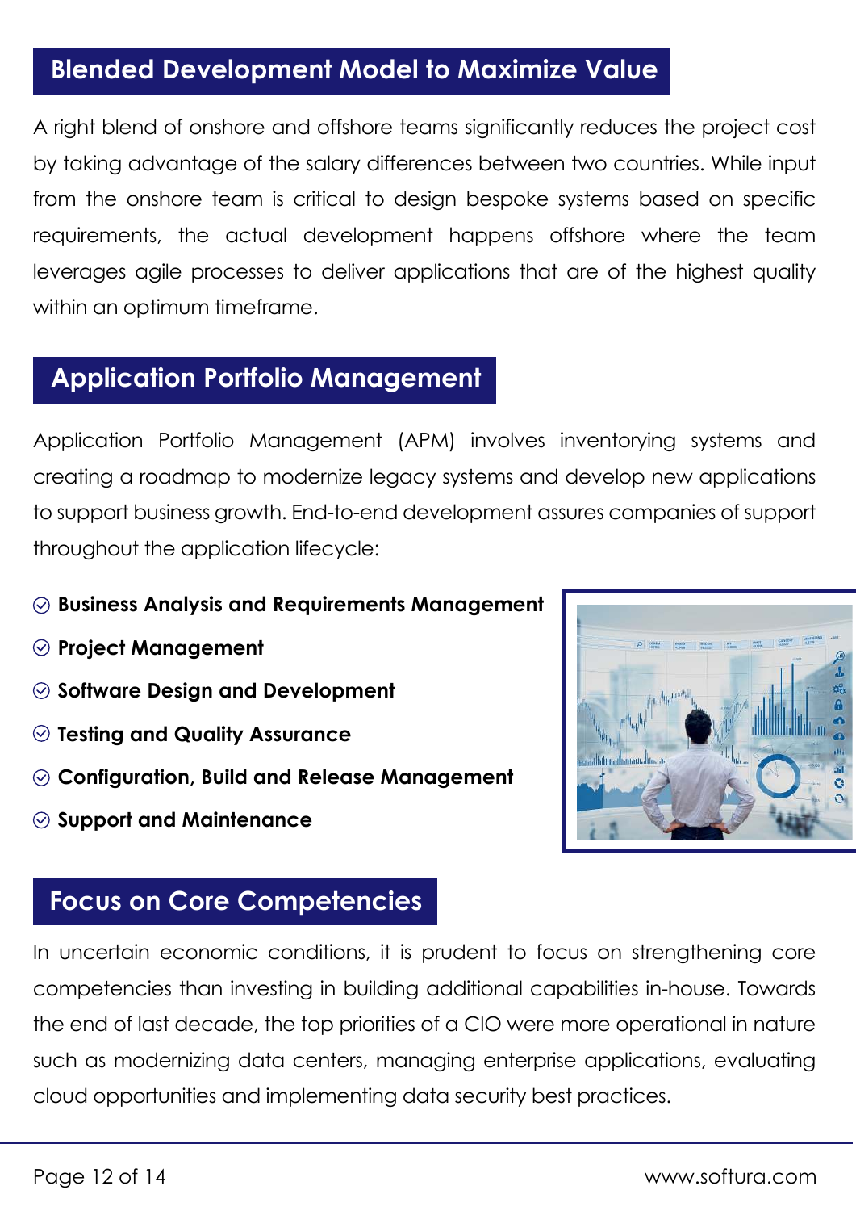## Blended Development Model to Maximize Value

A right blend of onshore and offshore teams significantly reduces the project cost by taking advantage of the salary differences between two countries. While input from the onshore team is critical to design bespoke systems based on specific requirements, the actual development happens offshore where the team leverages agile processes to deliver applications that are of the highest quality within an optimum timeframe.

## Application Portfolio Management

Application Portfolio Management (APM) involves inventorying systems and creating a roadmap to modernize legacy systems and develop new applications to support business growth. End-to-end development assures companies of support throughout the application lifecycle:

- **Business Analysis and Requirements Management**
- **Project Management**
- **Software Design and Development**
- **Testing and Quality Assurance**
- **Configuration, Build and Release Management**
- **Support and Maintenance**

## Focus on Core Competencies

In uncertain economic conditions, it is prudent to focus on strengthening core competencies than investing in building additional capabilities in-house. Towards the end of last decade, the top priorities of a CIO were more operational in nature such as modernizing data centers, managing enterprise applications, evaluating cloud opportunities and implementing data security best practices.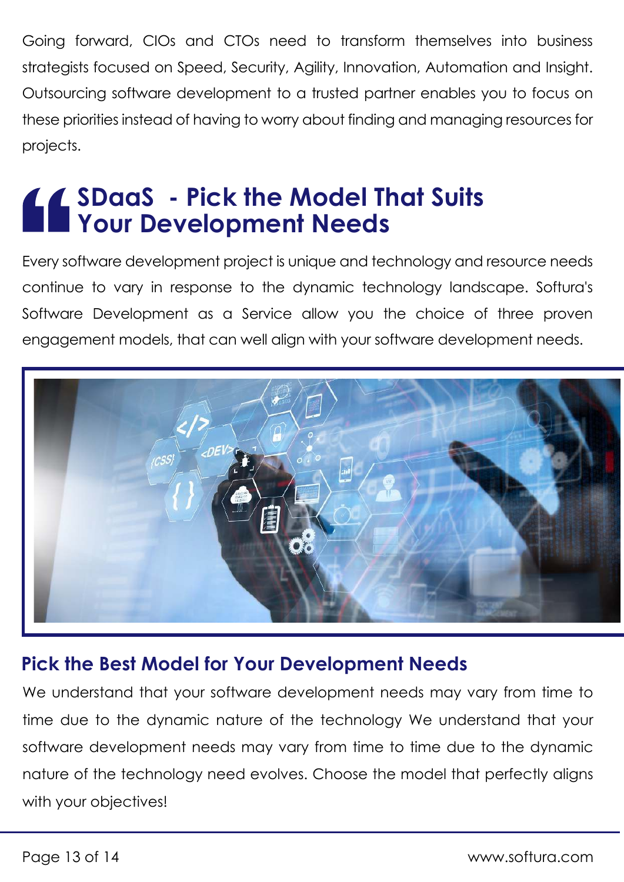Going forward, CIOs and CTOs need to transform themselves into business strategists focused on Speed, Security, Agility, Innovation, Automation and Insight. Outsourcing software development to a trusted partner enables you to focus on these priorities instead of having to worry about finding and managing resources for projects.

## SDaaS - Pick the Model That Suits Your Development Needs

Every software development project is unique and technology and resource needs continue to vary in response to the dynamic technology landscape. Softura's Software Development as a Service allow you the choice of three proven engagement models, that can well align with your software development needs.

### Pick the Best Model for Your Development Needs

We understand that your software development needs may vary from time to time due to the dynamic nature of the technology We understand that your software development needs may vary from time to time due to the dynamic nature of the technology need evolves. Choose the model that perfectly aligns with your objectives!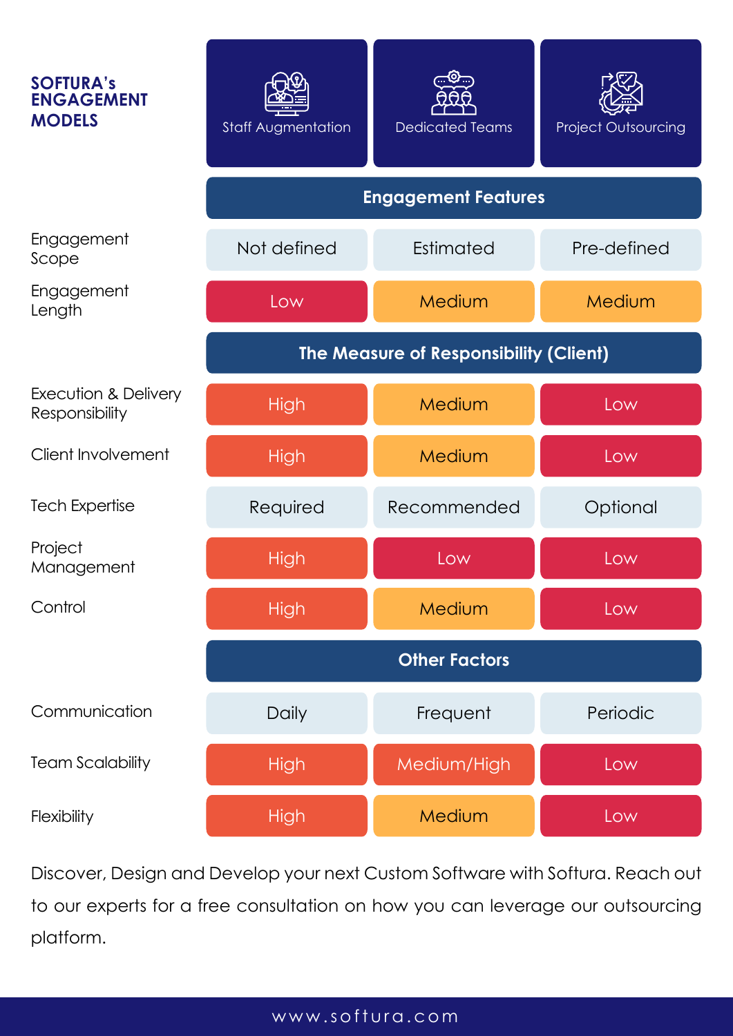## SOFTURA's ENGAGEMENT MODELS

| | Staff Augmentation | Dedicated Teams | Project Outsourcing |
|---|---|---|---|
| **Engagement Features** | | | |
| Engagement Scope | Not defined | Estimated | Pre-defined |
| Engagement Length | Low | Medium | Medium |
| **The Measure of Responsibility (Client)** | | | |
| Execution & Delivery Responsibility | High | Medium | Low |
| Client Involvement | High | Medium | Low |
| Tech Expertise | Required | Recommended | Optional |
| Project Management | High | Low | Low |
| Control | High | Medium | Low |
| **Other Factors** | | | |
| Communication | Daily | Frequent | Periodic |
| Team Scalability | High | Medium/High | Low |
| Flexibility | High | Medium | Low |

Discover, Design and Develop your next Custom Software with Softura. Reach out to our experts for a free consultation on how you can leverage our outsourcing platform.

www.softura.com